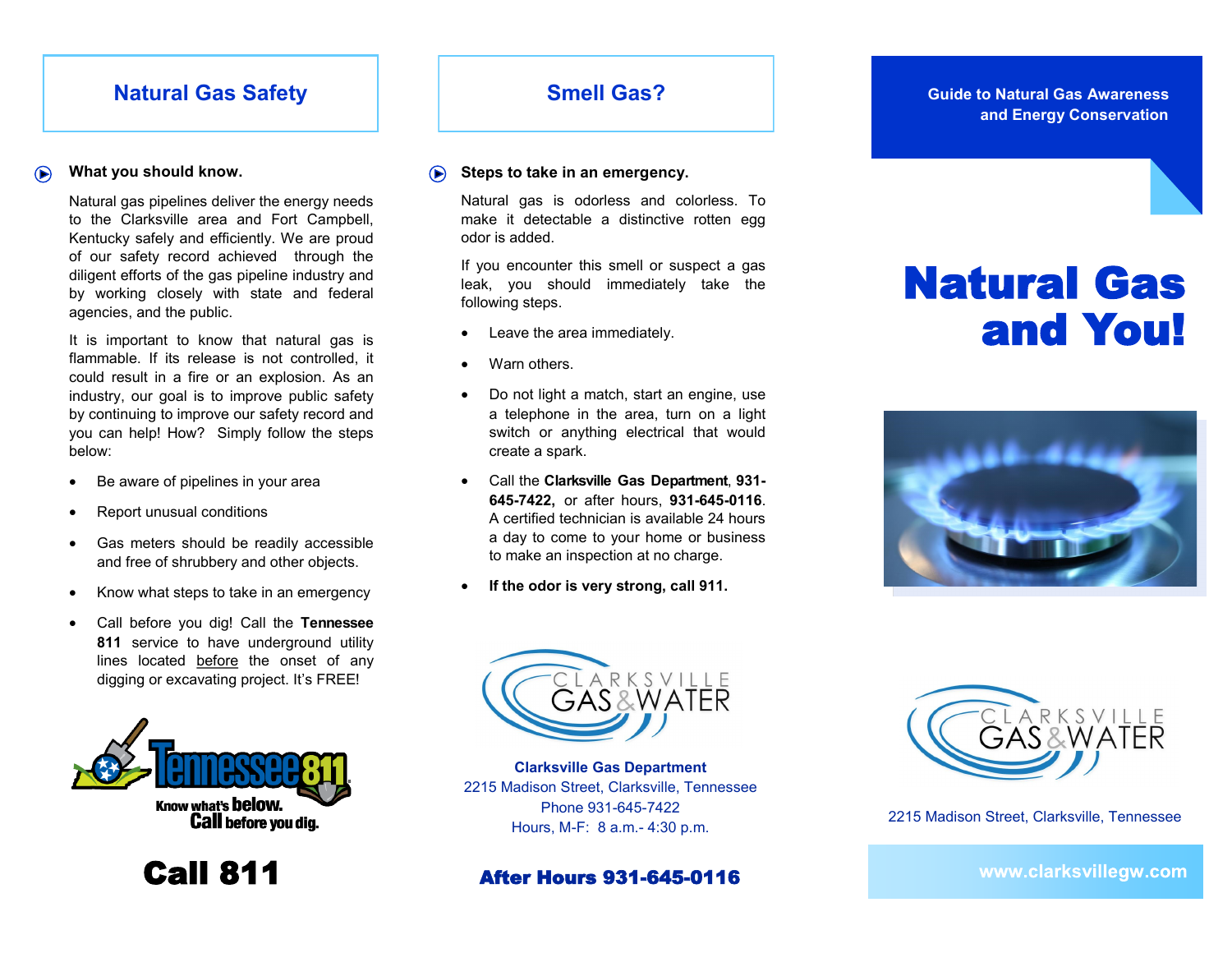## Natural Gas Safety

### What you should know.

Natural gas pipelines deliver the energy needs to the Clarksville area and Fort Campbell, Kentucky safely and efficiently. We are proud of our safety record achieved through the diligent efforts of the gas pipeline industry and by working closely with state and federal agencies, and the public.

It is important to know that natural gas is flammable. If its release is not controlled, it could result in a fire or an explosion. As an industry, our goal is to improve public safety by continuing to improve our safety record and you can help! How? Simply follow the steps below:

- Be aware of pipelines in your area
- Report unusual conditions
- Gas meters should be readily accessible and free of shrubbery and other objects.
- Know what steps to take in an emergency
- Call before you dig! Call the **Tennessee 811** service to have underground utility lines located before the onset of any digging or excavating project. It's FREE!

Tennessee811 — Know what's below. Call before you dig.

**Call 811**

## Smell Gas?

### Steps to take in an emergency.

Natural gas is odorless and colorless. To make it detectable a distinctive rotten egg odor is added.

If you encounter this smell or suspect a gas leak, you should immediately take the following steps.

- Leave the area immediately.
- Warn others.
- Do not light a match, start an engine, use a telephone in the area, turn on a light switch or anything electrical that would create a spark.
- Call the **Clarksville Gas Department**, **931-645-7422,** or after hours, **931-645-0116**. A certified technician is available 24 hours a day to come to your home or business to make an inspection at no charge.
- **If the odor is very strong, call 911.**

CLARKSVILLE GAS & WATER

**Clarksville Gas Department**
2215 Madison Street, Clarksville, Tennessee
Phone 931-645-7422
Hours, M-F: 8 a.m.- 4:30 p.m.

**After Hours 931-645-0116**

**Guide to Natural Gas Awareness and Energy Conservation**

# Natural Gas and You!

CLARKSVILLE GAS & WATER

2215 Madison Street, Clarksville, Tennessee

**www.clarksvillegw.com**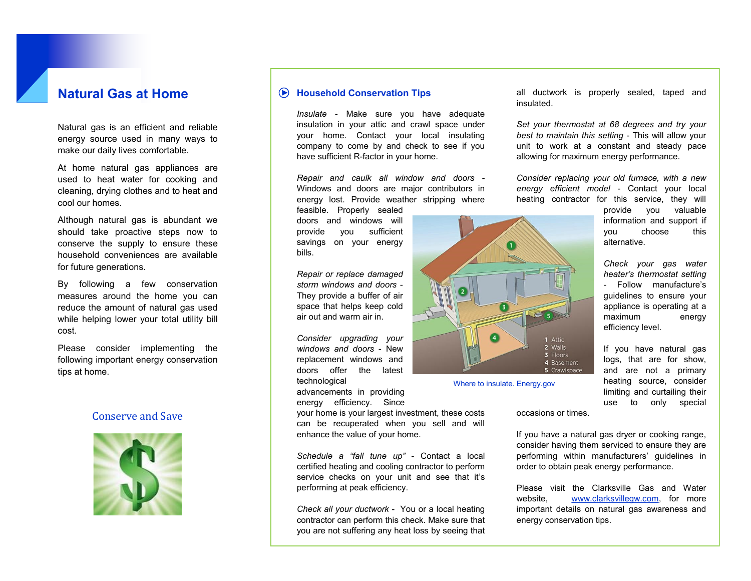# Natural Gas at Home

Natural gas is an efficient and reliable energy source used in many ways to make our daily lives comfortable.

At home natural gas appliances are used to heat water for cooking and cleaning, drying clothes and to heat and cool our homes.

Although natural gas is abundant we should take proactive steps now to conserve the supply to ensure these household conveniences are available for future generations.

By following a few conservation measures around the home you can reduce the amount of natural gas used while helping lower your total utility bill cost.

Please consider implementing the following important energy conservation tips at home.

Conserve and Save

## Household Conservation Tips

*Insulate* - Make sure you have adequate insulation in your attic and crawl space under your home. Contact your local insulating company to come by and check to see if you have sufficient R-factor in your home.

*Repair and caulk all window and doors* - Windows and doors are major contributors in energy lost. Provide weather stripping where feasible. Properly sealed doors and windows will provide you sufficient savings on your energy bills.

*Repair or replace damaged storm windows and doors* - They provide a buffer of air space that helps keep cold air out and warm air in.

*Consider upgrading your windows and doors* - New replacement windows and doors offer the latest technological advancements in providing energy efficiency. Since your home is your largest investment, these costs can be recuperated when you sell and will enhance the value of your home.

1 Attic
2 Walls
3 Floors
4 Basement
5 Crawlspace

Where to insulate. Energy.gov

*Schedule a "fall tune up"* - Contact a local certified heating and cooling contractor to perform service checks on your unit and see that it's performing at peak efficiency.

*Check all your ductwork* - You or a local heating contractor can perform this check. Make sure that you are not suffering any heat loss by seeing that all ductwork is properly sealed, taped and insulated.

*Set your thermostat at 68 degrees and try your best to maintain this setting* - This will allow your unit to work at a constant and steady pace allowing for maximum energy performance.

*Consider replacing your old furnace, with a new energy efficient model* - Contact your local heating contractor for this service, they will provide you valuable information and support if you choose this alternative.

*Check your gas water heater's thermostat setting* - Follow manufacture's guidelines to ensure your appliance is operating at a maximum energy efficiency level.

If you have natural gas logs, that are for show, and are not a primary heating source, consider limiting and curtailing their use to only special occasions or times.

If you have a natural gas dryer or cooking range, consider having them serviced to ensure they are performing within manufacturers' guidelines in order to obtain peak energy performance.

Please visit the Clarksville Gas and Water website, www.clarksvillegw.com, for more important details on natural gas awareness and energy conservation tips.